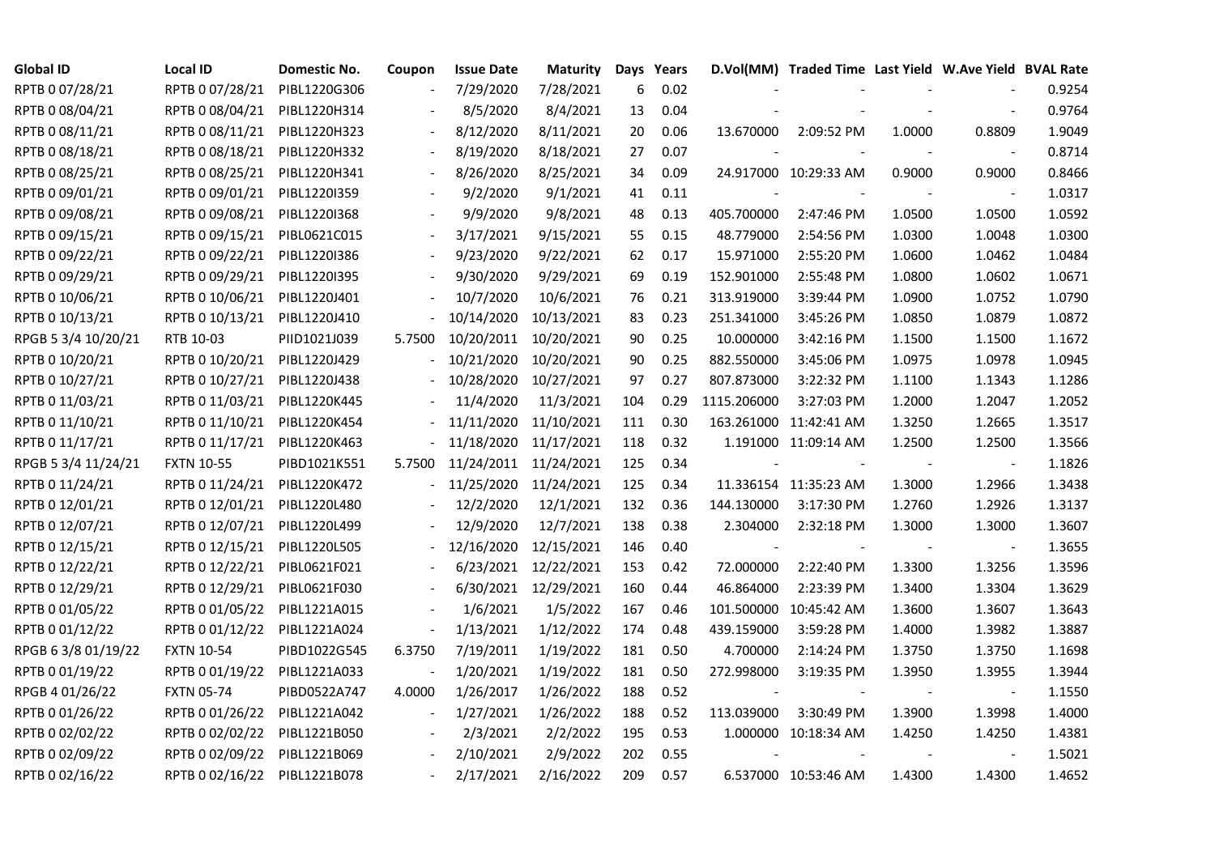| Global ID | Local ID | Domestic No. | Coupon | Issue Date | Maturity | Days | Years | D.Vol(MM) | Traded Time | Last Yield | W.Ave Yield | BVAL Rate |
|---|---|---|---|---|---|---|---|---|---|---|---|---|
| RPTB 0 07/28/21 | RPTB 0 07/28/21 | PIBL1220G306 | - | 7/29/2020 | 7/28/2021 | 6 | 0.02 | - | - | - | - | 0.9254 |
| RPTB 0 08/04/21 | RPTB 0 08/04/21 | PIBL1220H314 | - | 8/5/2020 | 8/4/2021 | 13 | 0.04 | - | - | - | - | 0.9764 |
| RPTB 0 08/11/21 | RPTB 0 08/11/21 | PIBL1220H323 | - | 8/12/2020 | 8/11/2021 | 20 | 0.06 | 13.670000 | 2:09:52 PM | 1.0000 | 0.8809 | 1.9049 |
| RPTB 0 08/18/21 | RPTB 0 08/18/21 | PIBL1220H332 | - | 8/19/2020 | 8/18/2021 | 27 | 0.07 | - | - | - | - | 0.8714 |
| RPTB 0 08/25/21 | RPTB 0 08/25/21 | PIBL1220H341 | - | 8/26/2020 | 8/25/2021 | 34 | 0.09 | 24.917000 | 10:29:33 AM | 0.9000 | 0.9000 | 0.8466 |
| RPTB 0 09/01/21 | RPTB 0 09/01/21 | PIBL1220I359 | - | 9/2/2020 | 9/1/2021 | 41 | 0.11 | - | - | - | - | 1.0317 |
| RPTB 0 09/08/21 | RPTB 0 09/08/21 | PIBL1220I368 | - | 9/9/2020 | 9/8/2021 | 48 | 0.13 | 405.700000 | 2:47:46 PM | 1.0500 | 1.0500 | 1.0592 |
| RPTB 0 09/15/21 | RPTB 0 09/15/21 | PIBL0621C015 | - | 3/17/2021 | 9/15/2021 | 55 | 0.15 | 48.779000 | 2:54:56 PM | 1.0300 | 1.0048 | 1.0300 |
| RPTB 0 09/22/21 | RPTB 0 09/22/21 | PIBL1220I386 | - | 9/23/2020 | 9/22/2021 | 62 | 0.17 | 15.971000 | 2:55:20 PM | 1.0600 | 1.0462 | 1.0484 |
| RPTB 0 09/29/21 | RPTB 0 09/29/21 | PIBL1220I395 | - | 9/30/2020 | 9/29/2021 | 69 | 0.19 | 152.901000 | 2:55:48 PM | 1.0800 | 1.0602 | 1.0671 |
| RPTB 0 10/06/21 | RPTB 0 10/06/21 | PIBL1220J401 | - | 10/7/2020 | 10/6/2021 | 76 | 0.21 | 313.919000 | 3:39:44 PM | 1.0900 | 1.0752 | 1.0790 |
| RPTB 0 10/13/21 | RPTB 0 10/13/21 | PIBL1220J410 | - | 10/14/2020 | 10/13/2021 | 83 | 0.23 | 251.341000 | 3:45:26 PM | 1.0850 | 1.0879 | 1.0872 |
| RPGB 5 3/4 10/20/21 | RTB 10-03 | PIID1021J039 | 5.7500 | 10/20/2011 | 10/20/2021 | 90 | 0.25 | 10.000000 | 3:42:16 PM | 1.1500 | 1.1500 | 1.1672 |
| RPTB 0 10/20/21 | RPTB 0 10/20/21 | PIBL1220J429 | - | 10/21/2020 | 10/20/2021 | 90 | 0.25 | 882.550000 | 3:45:06 PM | 1.0975 | 1.0978 | 1.0945 |
| RPTB 0 10/27/21 | RPTB 0 10/27/21 | PIBL1220J438 | - | 10/28/2020 | 10/27/2021 | 97 | 0.27 | 807.873000 | 3:22:32 PM | 1.1100 | 1.1343 | 1.1286 |
| RPTB 0 11/03/21 | RPTB 0 11/03/21 | PIBL1220K445 | - | 11/4/2020 | 11/3/2021 | 104 | 0.29 | 1115.206000 | 3:27:03 PM | 1.2000 | 1.2047 | 1.2052 |
| RPTB 0 11/10/21 | RPTB 0 11/10/21 | PIBL1220K454 | - | 11/11/2020 | 11/10/2021 | 111 | 0.30 | 163.261000 | 11:42:41 AM | 1.3250 | 1.2665 | 1.3517 |
| RPTB 0 11/17/21 | RPTB 0 11/17/21 | PIBL1220K463 | - | 11/18/2020 | 11/17/2021 | 118 | 0.32 | 1.191000 | 11:09:14 AM | 1.2500 | 1.2500 | 1.3566 |
| RPGB 5 3/4 11/24/21 | FXTN 10-55 | PIBD1021K551 | 5.7500 | 11/24/2011 | 11/24/2021 | 125 | 0.34 | - | - | - | - | 1.1826 |
| RPTB 0 11/24/21 | RPTB 0 11/24/21 | PIBL1220K472 | - | 11/25/2020 | 11/24/2021 | 125 | 0.34 | 11.336154 | 11:35:23 AM | 1.3000 | 1.2966 | 1.3438 |
| RPTB 0 12/01/21 | RPTB 0 12/01/21 | PIBL1220L480 | - | 12/2/2020 | 12/1/2021 | 132 | 0.36 | 144.130000 | 3:17:30 PM | 1.2760 | 1.2926 | 1.3137 |
| RPTB 0 12/07/21 | RPTB 0 12/07/21 | PIBL1220L499 | - | 12/9/2020 | 12/7/2021 | 138 | 0.38 | 2.304000 | 2:32:18 PM | 1.3000 | 1.3000 | 1.3607 |
| RPTB 0 12/15/21 | RPTB 0 12/15/21 | PIBL1220L505 | - | 12/16/2020 | 12/15/2021 | 146 | 0.40 | - | - | - | - | 1.3655 |
| RPTB 0 12/22/21 | RPTB 0 12/22/21 | PIBL0621F021 | - | 6/23/2021 | 12/22/2021 | 153 | 0.42 | 72.000000 | 2:22:40 PM | 1.3300 | 1.3256 | 1.3596 |
| RPTB 0 12/29/21 | RPTB 0 12/29/21 | PIBL0621F030 | - | 6/30/2021 | 12/29/2021 | 160 | 0.44 | 46.864000 | 2:23:39 PM | 1.3400 | 1.3304 | 1.3629 |
| RPTB 0 01/05/22 | RPTB 0 01/05/22 | PIBL1221A015 | - | 1/6/2021 | 1/5/2022 | 167 | 0.46 | 101.500000 | 10:45:42 AM | 1.3600 | 1.3607 | 1.3643 |
| RPTB 0 01/12/22 | RPTB 0 01/12/22 | PIBL1221A024 | - | 1/13/2021 | 1/12/2022 | 174 | 0.48 | 439.159000 | 3:59:28 PM | 1.4000 | 1.3982 | 1.3887 |
| RPGB 6 3/8 01/19/22 | FXTN 10-54 | PIBD1022G545 | 6.3750 | 7/19/2011 | 1/19/2022 | 181 | 0.50 | 4.700000 | 2:14:24 PM | 1.3750 | 1.3750 | 1.1698 |
| RPTB 0 01/19/22 | RPTB 0 01/19/22 | PIBL1221A033 | - | 1/20/2021 | 1/19/2022 | 181 | 0.50 | 272.998000 | 3:19:35 PM | 1.3950 | 1.3955 | 1.3944 |
| RPGB 4 01/26/22 | FXTN 05-74 | PIBD0522A747 | 4.0000 | 1/26/2017 | 1/26/2022 | 188 | 0.52 | - | - | - | - | 1.1550 |
| RPTB 0 01/26/22 | RPTB 0 01/26/22 | PIBL1221A042 | - | 1/27/2021 | 1/26/2022 | 188 | 0.52 | 113.039000 | 3:30:49 PM | 1.3900 | 1.3998 | 1.4000 |
| RPTB 0 02/02/22 | RPTB 0 02/02/22 | PIBL1221B050 | - | 2/3/2021 | 2/2/2022 | 195 | 0.53 | 1.000000 | 10:18:34 AM | 1.4250 | 1.4250 | 1.4381 |
| RPTB 0 02/09/22 | RPTB 0 02/09/22 | PIBL1221B069 | - | 2/10/2021 | 2/9/2022 | 202 | 0.55 | - | - | - | - | 1.5021 |
| RPTB 0 02/16/22 | RPTB 0 02/16/22 | PIBL1221B078 | - | 2/17/2021 | 2/16/2022 | 209 | 0.57 | 6.537000 | 10:53:46 AM | 1.4300 | 1.4300 | 1.4652 |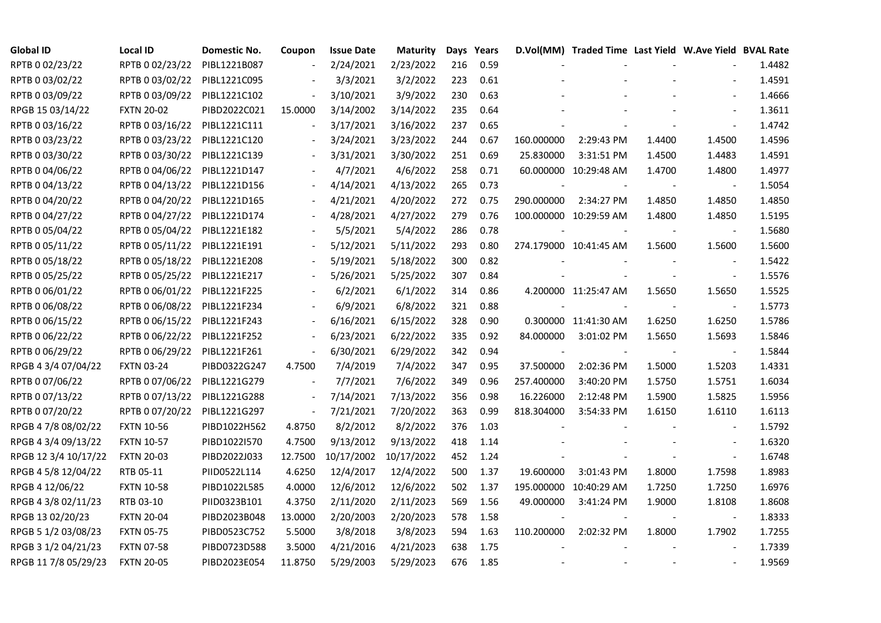| Global ID | Local ID | Domestic No. | Coupon | Issue Date | Maturity | Days | Years | D.Vol(MM) | Traded Time | Last Yield | W.Ave Yield | BVAL Rate |
|---|---|---|---|---|---|---|---|---|---|---|---|---|
| RPTB 0 02/23/22 | RPTB 0 02/23/22 | PIBL1221B087 | - | 2/24/2021 | 2/23/2022 | 216 | 0.59 | - | - | - | - | 1.4482 |
| RPTB 0 03/02/22 | RPTB 0 03/02/22 | PIBL1221C095 | - | 3/3/2021 | 3/2/2022 | 223 | 0.61 | - | - | - | - | 1.4591 |
| RPTB 0 03/09/22 | RPTB 0 03/09/22 | PIBL1221C102 | - | 3/10/2021 | 3/9/2022 | 230 | 0.63 | - | - | - | - | 1.4666 |
| RPGB 15 03/14/22 | FXTN 20-02 | PIBD2022C021 | 15.0000 | 3/14/2002 | 3/14/2022 | 235 | 0.64 | - | - | - | - | 1.3611 |
| RPTB 0 03/16/22 | RPTB 0 03/16/22 | PIBL1221C111 | - | 3/17/2021 | 3/16/2022 | 237 | 0.65 | - | - | - | - | 1.4742 |
| RPTB 0 03/23/22 | RPTB 0 03/23/22 | PIBL1221C120 | - | 3/24/2021 | 3/23/2022 | 244 | 0.67 | 160.000000 | 2:29:43 PM | 1.4400 | 1.4500 | 1.4596 |
| RPTB 0 03/30/22 | RPTB 0 03/30/22 | PIBL1221C139 | - | 3/31/2021 | 3/30/2022 | 251 | 0.69 | 25.830000 | 3:31:51 PM | 1.4500 | 1.4483 | 1.4591 |
| RPTB 0 04/06/22 | RPTB 0 04/06/22 | PIBL1221D147 | - | 4/7/2021 | 4/6/2022 | 258 | 0.71 | 60.000000 | 10:29:48 AM | 1.4700 | 1.4800 | 1.4977 |
| RPTB 0 04/13/22 | RPTB 0 04/13/22 | PIBL1221D156 | - | 4/14/2021 | 4/13/2022 | 265 | 0.73 | - | - | - | - | 1.5054 |
| RPTB 0 04/20/22 | RPTB 0 04/20/22 | PIBL1221D165 | - | 4/21/2021 | 4/20/2022 | 272 | 0.75 | 290.000000 | 2:34:27 PM | 1.4850 | 1.4850 | 1.4850 |
| RPTB 0 04/27/22 | RPTB 0 04/27/22 | PIBL1221D174 | - | 4/28/2021 | 4/27/2022 | 279 | 0.76 | 100.000000 | 10:29:59 AM | 1.4800 | 1.4850 | 1.5195 |
| RPTB 0 05/04/22 | RPTB 0 05/04/22 | PIBL1221E182 | - | 5/5/2021 | 5/4/2022 | 286 | 0.78 | - | - | - | - | 1.5680 |
| RPTB 0 05/11/22 | RPTB 0 05/11/22 | PIBL1221E191 | - | 5/12/2021 | 5/11/2022 | 293 | 0.80 | 274.179000 | 10:41:45 AM | 1.5600 | 1.5600 | 1.5600 |
| RPTB 0 05/18/22 | RPTB 0 05/18/22 | PIBL1221E208 | - | 5/19/2021 | 5/18/2022 | 300 | 0.82 | - | - | - | - | 1.5422 |
| RPTB 0 05/25/22 | RPTB 0 05/25/22 | PIBL1221E217 | - | 5/26/2021 | 5/25/2022 | 307 | 0.84 | - | - | - | - | 1.5576 |
| RPTB 0 06/01/22 | RPTB 0 06/01/22 | PIBL1221F225 | - | 6/2/2021 | 6/1/2022 | 314 | 0.86 | 4.200000 | 11:25:47 AM | 1.5650 | 1.5650 | 1.5525 |
| RPTB 0 06/08/22 | RPTB 0 06/08/22 | PIBL1221F234 | - | 6/9/2021 | 6/8/2022 | 321 | 0.88 | - | - | - | - | 1.5773 |
| RPTB 0 06/15/22 | RPTB 0 06/15/22 | PIBL1221F243 | - | 6/16/2021 | 6/15/2022 | 328 | 0.90 | 0.300000 | 11:41:30 AM | 1.6250 | 1.6250 | 1.5786 |
| RPTB 0 06/22/22 | RPTB 0 06/22/22 | PIBL1221F252 | - | 6/23/2021 | 6/22/2022 | 335 | 0.92 | 84.000000 | 3:01:02 PM | 1.5650 | 1.5693 | 1.5846 |
| RPTB 0 06/29/22 | RPTB 0 06/29/22 | PIBL1221F261 | - | 6/30/2021 | 6/29/2022 | 342 | 0.94 | - | - | - | - | 1.5844 |
| RPGB 4 3/4 07/04/22 | FXTN 03-24 | PIBD0322G247 | 4.7500 | 7/4/2019 | 7/4/2022 | 347 | 0.95 | 37.500000 | 2:02:36 PM | 1.5000 | 1.5203 | 1.4331 |
| RPTB 0 07/06/22 | RPTB 0 07/06/22 | PIBL1221G279 | - | 7/7/2021 | 7/6/2022 | 349 | 0.96 | 257.400000 | 3:40:20 PM | 1.5750 | 1.5751 | 1.6034 |
| RPTB 0 07/13/22 | RPTB 0 07/13/22 | PIBL1221G288 | - | 7/14/2021 | 7/13/2022 | 356 | 0.98 | 16.226000 | 2:12:48 PM | 1.5900 | 1.5825 | 1.5956 |
| RPTB 0 07/20/22 | RPTB 0 07/20/22 | PIBL1221G297 | - | 7/21/2021 | 7/20/2022 | 363 | 0.99 | 818.304000 | 3:54:33 PM | 1.6150 | 1.6110 | 1.6113 |
| RPGB 4 7/8 08/02/22 | FXTN 10-56 | PIBD1022H562 | 4.8750 | 8/2/2012 | 8/2/2022 | 376 | 1.03 | - | - | - | - | 1.5792 |
| RPGB 4 3/4 09/13/22 | FXTN 10-57 | PIBD1022I570 | 4.7500 | 9/13/2012 | 9/13/2022 | 418 | 1.14 | - | - | - | - | 1.6320 |
| RPGB 12 3/4 10/17/22 | FXTN 20-03 | PIBD2022J033 | 12.7500 | 10/17/2002 | 10/17/2022 | 452 | 1.24 | - | - | - | - | 1.6748 |
| RPGB 4 5/8 12/04/22 | RTB 05-11 | PIID0522L114 | 4.6250 | 12/4/2017 | 12/4/2022 | 500 | 1.37 | 19.600000 | 3:01:43 PM | 1.8000 | 1.7598 | 1.8983 |
| RPGB 4 12/06/22 | FXTN 10-58 | PIBD1022L585 | 4.0000 | 12/6/2012 | 12/6/2022 | 502 | 1.37 | 195.000000 | 10:40:29 AM | 1.7250 | 1.7250 | 1.6976 |
| RPGB 4 3/8 02/11/23 | RTB 03-10 | PIID0323B101 | 4.3750 | 2/11/2020 | 2/11/2023 | 569 | 1.56 | 49.000000 | 3:41:24 PM | 1.9000 | 1.8108 | 1.8608 |
| RPGB 13 02/20/23 | FXTN 20-04 | PIBD2023B048 | 13.0000 | 2/20/2003 | 2/20/2023 | 578 | 1.58 | - | - | - | - | 1.8333 |
| RPGB 5 1/2 03/08/23 | FXTN 05-75 | PIBD0523C752 | 5.5000 | 3/8/2018 | 3/8/2023 | 594 | 1.63 | 110.200000 | 2:02:32 PM | 1.8000 | 1.7902 | 1.7255 |
| RPGB 3 1/2 04/21/23 | FXTN 07-58 | PIBD0723D588 | 3.5000 | 4/21/2016 | 4/21/2023 | 638 | 1.75 | - | - | - | - | 1.7339 |
| RPGB 11 7/8 05/29/23 | FXTN 20-05 | PIBD2023E054 | 11.8750 | 5/29/2003 | 5/29/2023 | 676 | 1.85 | - | - | - | - | 1.9569 |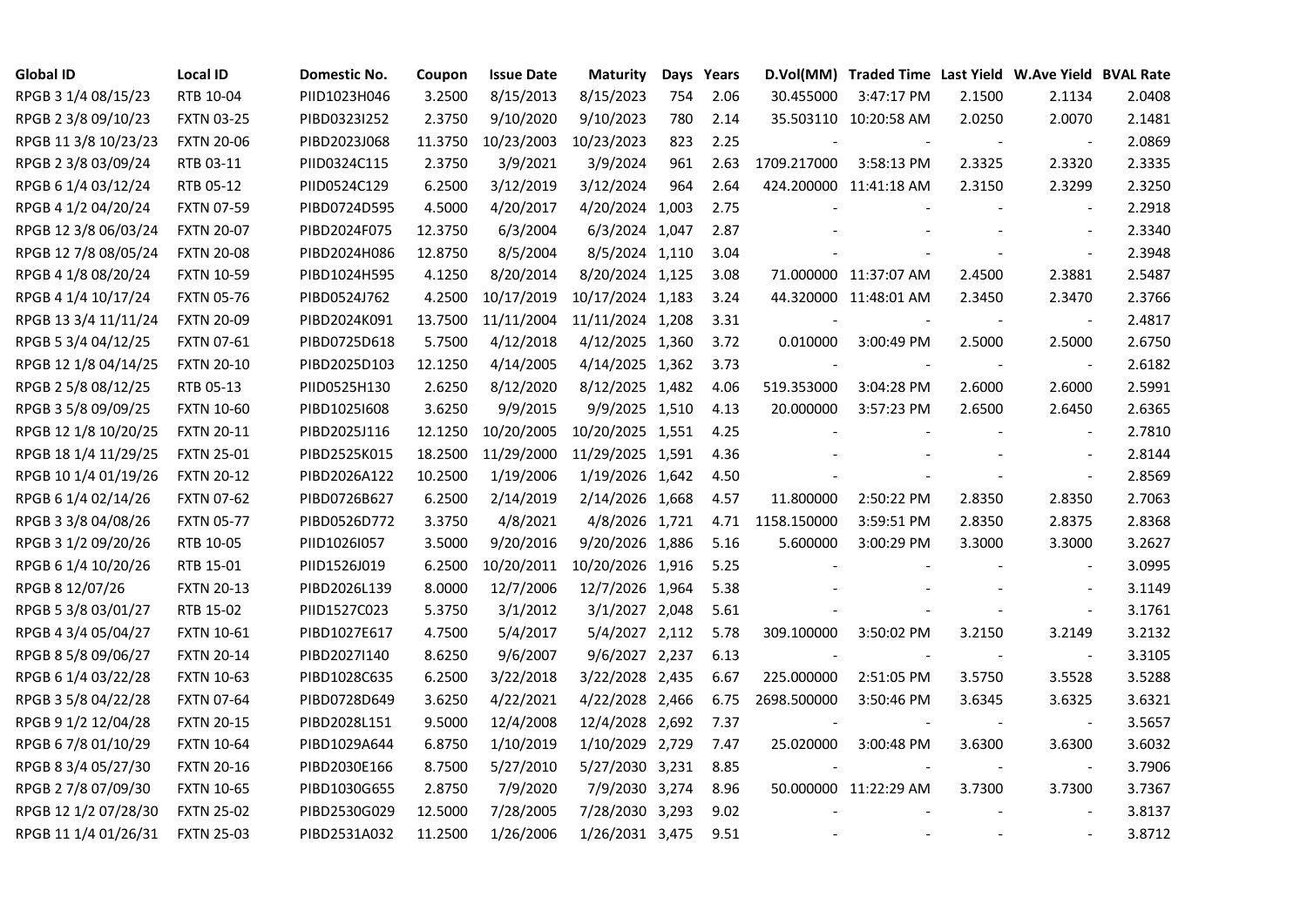| Global ID | Local ID | Domestic No. | Coupon | Issue Date | Maturity | Days | Years | D.Vol(MM) | Traded Time | Last Yield | W.Ave Yield | BVAL Rate |
|---|---|---|---|---|---|---|---|---|---|---|---|---|
| RPGB 3 1/4 08/15/23 | RTB 10-04 | PIID1023H046 | 3.2500 | 8/15/2013 | 8/15/2023 | 754 | 2.06 | 30.455000 | 3:47:17 PM | 2.1500 | 2.1134 | 2.0408 |
| RPGB 2 3/8 09/10/23 | FXTN 03-25 | PIBD0323I252 | 2.3750 | 9/10/2020 | 9/10/2023 | 780 | 2.14 | 35.503110 | 10:20:58 AM | 2.0250 | 2.0070 | 2.1481 |
| RPGB 11 3/8 10/23/23 | FXTN 20-06 | PIBD2023J068 | 11.3750 | 10/23/2003 | 10/23/2023 | 823 | 2.25 | - | - | - | - | 2.0869 |
| RPGB 2 3/8 03/09/24 | RTB 03-11 | PIID0324C115 | 2.3750 | 3/9/2021 | 3/9/2024 | 961 | 2.63 | 1709.217000 | 3:58:13 PM | 2.3325 | 2.3320 | 2.3335 |
| RPGB 6 1/4 03/12/24 | RTB 05-12 | PIID0524C129 | 6.2500 | 3/12/2019 | 3/12/2024 | 964 | 2.64 | 424.200000 | 11:41:18 AM | 2.3150 | 2.3299 | 2.3250 |
| RPGB 4 1/2 04/20/24 | FXTN 07-59 | PIBD0724D595 | 4.5000 | 4/20/2017 | 4/20/2024 | 1,003 | 2.75 | - | - | - | - | 2.2918 |
| RPGB 12 3/8 06/03/24 | FXTN 20-07 | PIBD2024F075 | 12.3750 | 6/3/2004 | 6/3/2024 | 1,047 | 2.87 | - | - | - | - | 2.3340 |
| RPGB 12 7/8 08/05/24 | FXTN 20-08 | PIBD2024H086 | 12.8750 | 8/5/2004 | 8/5/2024 | 1,110 | 3.04 | - | - | - | - | 2.3948 |
| RPGB 4 1/8 08/20/24 | FXTN 10-59 | PIBD1024H595 | 4.1250 | 8/20/2014 | 8/20/2024 | 1,125 | 3.08 | 71.000000 | 11:37:07 AM | 2.4500 | 2.3881 | 2.5487 |
| RPGB 4 1/4 10/17/24 | FXTN 05-76 | PIBD0524J762 | 4.2500 | 10/17/2019 | 10/17/2024 | 1,183 | 3.24 | 44.320000 | 11:48:01 AM | 2.3450 | 2.3470 | 2.3766 |
| RPGB 13 3/4 11/11/24 | FXTN 20-09 | PIBD2024K091 | 13.7500 | 11/11/2004 | 11/11/2024 | 1,208 | 3.31 | - | - | - | - | 2.4817 |
| RPGB 5 3/4 04/12/25 | FXTN 07-61 | PIBD0725D618 | 5.7500 | 4/12/2018 | 4/12/2025 | 1,360 | 3.72 | 0.010000 | 3:00:49 PM | 2.5000 | 2.5000 | 2.6750 |
| RPGB 12 1/8 04/14/25 | FXTN 20-10 | PIBD2025D103 | 12.1250 | 4/14/2005 | 4/14/2025 | 1,362 | 3.73 | - | - | - | - | 2.6182 |
| RPGB 2 5/8 08/12/25 | RTB 05-13 | PIID0525H130 | 2.6250 | 8/12/2020 | 8/12/2025 | 1,482 | 4.06 | 519.353000 | 3:04:28 PM | 2.6000 | 2.6000 | 2.5991 |
| RPGB 3 5/8 09/09/25 | FXTN 10-60 | PIBD1025I608 | 3.6250 | 9/9/2015 | 9/9/2025 | 1,510 | 4.13 | 20.000000 | 3:57:23 PM | 2.6500 | 2.6450 | 2.6365 |
| RPGB 12 1/8 10/20/25 | FXTN 20-11 | PIBD2025J116 | 12.1250 | 10/20/2005 | 10/20/2025 | 1,551 | 4.25 | - | - | - | - | 2.7810 |
| RPGB 18 1/4 11/29/25 | FXTN 25-01 | PIBD2525K015 | 18.2500 | 11/29/2000 | 11/29/2025 | 1,591 | 4.36 | - | - | - | - | 2.8144 |
| RPGB 10 1/4 01/19/26 | FXTN 20-12 | PIBD2026A122 | 10.2500 | 1/19/2006 | 1/19/2026 | 1,642 | 4.50 | - | - | - | - | 2.8569 |
| RPGB 6 1/4 02/14/26 | FXTN 07-62 | PIBD0726B627 | 6.2500 | 2/14/2019 | 2/14/2026 | 1,668 | 4.57 | 11.800000 | 2:50:22 PM | 2.8350 | 2.8350 | 2.7063 |
| RPGB 3 3/8 04/08/26 | FXTN 05-77 | PIBD0526D772 | 3.3750 | 4/8/2021 | 4/8/2026 | 1,721 | 4.71 | 1158.150000 | 3:59:51 PM | 2.8350 | 2.8375 | 2.8368 |
| RPGB 3 1/2 09/20/26 | RTB 10-05 | PIID1026I057 | 3.5000 | 9/20/2016 | 9/20/2026 | 1,886 | 5.16 | 5.600000 | 3:00:29 PM | 3.3000 | 3.3000 | 3.2627 |
| RPGB 6 1/4 10/20/26 | RTB 15-01 | PIID1526J019 | 6.2500 | 10/20/2011 | 10/20/2026 | 1,916 | 5.25 | - | - | - | - | 3.0995 |
| RPGB 8 12/07/26 | FXTN 20-13 | PIBD2026L139 | 8.0000 | 12/7/2006 | 12/7/2026 | 1,964 | 5.38 | - | - | - | - | 3.1149 |
| RPGB 5 3/8 03/01/27 | RTB 15-02 | PIID1527C023 | 5.3750 | 3/1/2012 | 3/1/2027 | 2,048 | 5.61 | - | - | - | - | 3.1761 |
| RPGB 4 3/4 05/04/27 | FXTN 10-61 | PIBD1027E617 | 4.7500 | 5/4/2017 | 5/4/2027 | 2,112 | 5.78 | 309.100000 | 3:50:02 PM | 3.2150 | 3.2149 | 3.2132 |
| RPGB 8 5/8 09/06/27 | FXTN 20-14 | PIBD2027I140 | 8.6250 | 9/6/2007 | 9/6/2027 | 2,237 | 6.13 | - | - | - | - | 3.3105 |
| RPGB 6 1/4 03/22/28 | FXTN 10-63 | PIBD1028C635 | 6.2500 | 3/22/2018 | 3/22/2028 | 2,435 | 6.67 | 225.000000 | 2:51:05 PM | 3.5750 | 3.5528 | 3.5288 |
| RPGB 3 5/8 04/22/28 | FXTN 07-64 | PIBD0728D649 | 3.6250 | 4/22/2021 | 4/22/2028 | 2,466 | 6.75 | 2698.500000 | 3:50:46 PM | 3.6345 | 3.6325 | 3.6321 |
| RPGB 9 1/2 12/04/28 | FXTN 20-15 | PIBD2028L151 | 9.5000 | 12/4/2008 | 12/4/2028 | 2,692 | 7.37 | - | - | - | - | 3.5657 |
| RPGB 6 7/8 01/10/29 | FXTN 10-64 | PIBD1029A644 | 6.8750 | 1/10/2019 | 1/10/2029 | 2,729 | 7.47 | 25.020000 | 3:00:48 PM | 3.6300 | 3.6300 | 3.6032 |
| RPGB 8 3/4 05/27/30 | FXTN 20-16 | PIBD2030E166 | 8.7500 | 5/27/2010 | 5/27/2030 | 3,231 | 8.85 | - | - | - | - | 3.7906 |
| RPGB 2 7/8 07/09/30 | FXTN 10-65 | PIBD1030G655 | 2.8750 | 7/9/2020 | 7/9/2030 | 3,274 | 8.96 | 50.000000 | 11:22:29 AM | 3.7300 | 3.7300 | 3.7367 |
| RPGB 12 1/2 07/28/30 | FXTN 25-02 | PIBD2530G029 | 12.5000 | 7/28/2005 | 7/28/2030 | 3,293 | 9.02 | - | - | - | - | 3.8137 |
| RPGB 11 1/4 01/26/31 | FXTN 25-03 | PIBD2531A032 | 11.2500 | 1/26/2006 | 1/26/2031 | 3,475 | 9.51 | - | - | - | - | 3.8712 |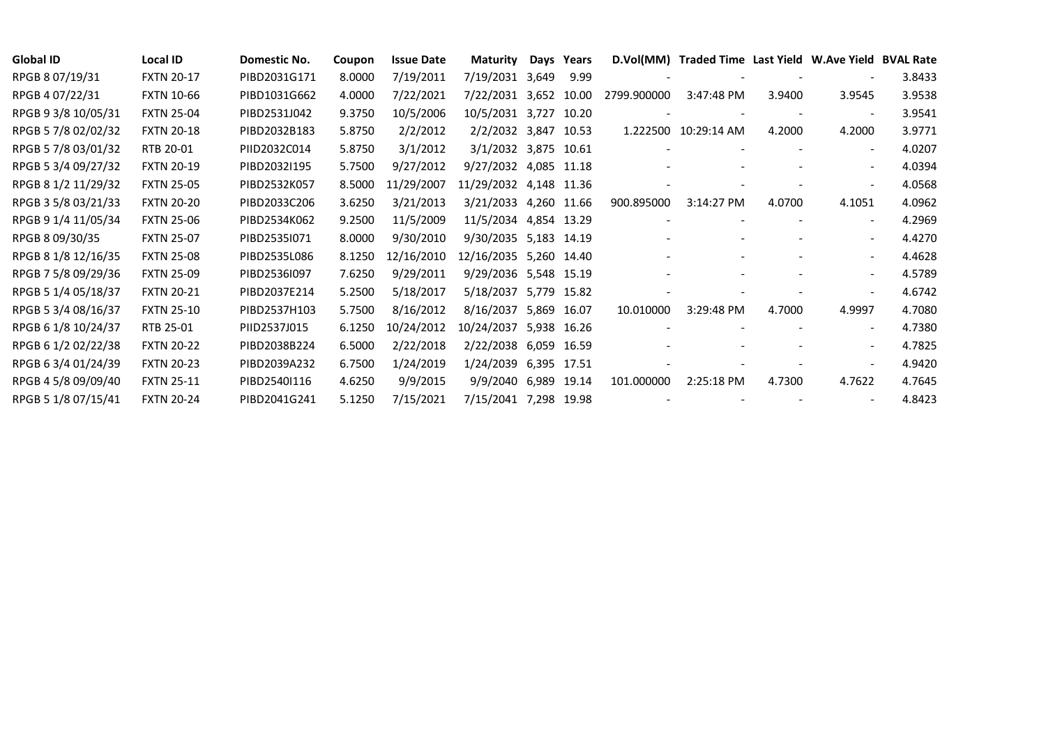| Global ID | Local ID | Domestic No. | Coupon | Issue Date | Maturity | Days | Years | D.Vol(MM) | Traded Time | Last Yield | W.Ave Yield | BVAL Rate |
|---|---|---|---|---|---|---|---|---|---|---|---|---|
| RPGB 8 07/19/31 | FXTN 20-17 | PIBD2031G171 | 8.0000 | 7/19/2011 | 7/19/2031 | 3,649 | 9.99 | - | - | - | - | 3.8433 |
| RPGB 4 07/22/31 | FXTN 10-66 | PIBD1031G662 | 4.0000 | 7/22/2021 | 7/22/2031 | 3,652 | 10.00 | 2799.900000 | 3:47:48 PM | 3.9400 | 3.9545 | 3.9538 |
| RPGB 9 3/8 10/05/31 | FXTN 25-04 | PIBD2531J042 | 9.3750 | 10/5/2006 | 10/5/2031 | 3,727 | 10.20 | - | - | - | - | 3.9541 |
| RPGB 5 7/8 02/02/32 | FXTN 20-18 | PIBD2032B183 | 5.8750 | 2/2/2012 | 2/2/2032 | 3,847 | 10.53 | 1.222500 | 10:29:14 AM | 4.2000 | 4.2000 | 3.9771 |
| RPGB 5 7/8 03/01/32 | RTB 20-01 | PIID2032C014 | 5.8750 | 3/1/2012 | 3/1/2032 | 3,875 | 10.61 | - | - | - | - | 4.0207 |
| RPGB 5 3/4 09/27/32 | FXTN 20-19 | PIBD2032I195 | 5.7500 | 9/27/2012 | 9/27/2032 | 4,085 | 11.18 | - | - | - | - | 4.0394 |
| RPGB 8 1/2 11/29/32 | FXTN 25-05 | PIBD2532K057 | 8.5000 | 11/29/2007 | 11/29/2032 | 4,148 | 11.36 | - | - | - | - | 4.0568 |
| RPGB 3 5/8 03/21/33 | FXTN 20-20 | PIBD2033C206 | 3.6250 | 3/21/2013 | 3/21/2033 | 4,260 | 11.66 | 900.895000 | 3:14:27 PM | 4.0700 | 4.1051 | 4.0962 |
| RPGB 9 1/4 11/05/34 | FXTN 25-06 | PIBD2534K062 | 9.2500 | 11/5/2009 | 11/5/2034 | 4,854 | 13.29 | - | - | - | - | 4.2969 |
| RPGB 8 09/30/35 | FXTN 25-07 | PIBD2535I071 | 8.0000 | 9/30/2010 | 9/30/2035 | 5,183 | 14.19 | - | - | - | - | 4.4270 |
| RPGB 8 1/8 12/16/35 | FXTN 25-08 | PIBD2535L086 | 8.1250 | 12/16/2010 | 12/16/2035 | 5,260 | 14.40 | - | - | - | - | 4.4628 |
| RPGB 7 5/8 09/29/36 | FXTN 25-09 | PIBD2536I097 | 7.6250 | 9/29/2011 | 9/29/2036 | 5,548 | 15.19 | - | - | - | - | 4.5789 |
| RPGB 5 1/4 05/18/37 | FXTN 20-21 | PIBD2037E214 | 5.2500 | 5/18/2017 | 5/18/2037 | 5,779 | 15.82 | - | - | - | - | 4.6742 |
| RPGB 5 3/4 08/16/37 | FXTN 25-10 | PIBD2537H103 | 5.7500 | 8/16/2012 | 8/16/2037 | 5,869 | 16.07 | 10.010000 | 3:29:48 PM | 4.7000 | 4.9997 | 4.7080 |
| RPGB 6 1/8 10/24/37 | RTB 25-01 | PIID2537J015 | 6.1250 | 10/24/2012 | 10/24/2037 | 5,938 | 16.26 | - | - | - | - | 4.7380 |
| RPGB 6 1/2 02/22/38 | FXTN 20-22 | PIBD2038B224 | 6.5000 | 2/22/2018 | 2/22/2038 | 6,059 | 16.59 | - | - | - | - | 4.7825 |
| RPGB 6 3/4 01/24/39 | FXTN 20-23 | PIBD2039A232 | 6.7500 | 1/24/2019 | 1/24/2039 | 6,395 | 17.51 | - | - | - | - | 4.9420 |
| RPGB 4 5/8 09/09/40 | FXTN 25-11 | PIBD2540I116 | 4.6250 | 9/9/2015 | 9/9/2040 | 6,989 | 19.14 | 101.000000 | 2:25:18 PM | 4.7300 | 4.7622 | 4.7645 |
| RPGB 5 1/8 07/15/41 | FXTN 20-24 | PIBD2041G241 | 5.1250 | 7/15/2021 | 7/15/2041 | 7,298 | 19.98 | - | - | - | - | 4.8423 |